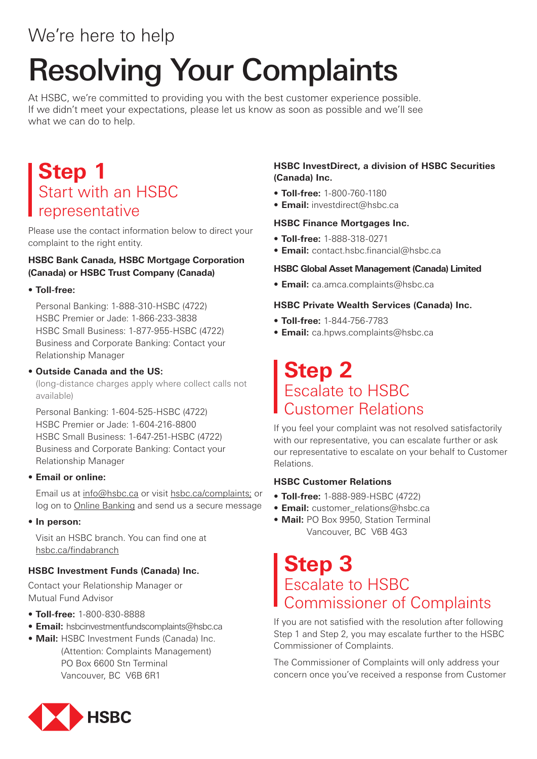We're here to help

# Resolving Your Complaints

At HSBC, we're committed to providing you with the best customer experience possible. If we didn't meet your expectations, please let us know as soon as possible and we'll see what we can do to help.

## Step 1
## Start with an HSBC representative

Please use the contact information below to direct your complaint to the right entity.

### HSBC Bank Canada, HSBC Mortgage Corporation (Canada) or HSBC Trust Company (Canada)

- **Toll-free:**

  Personal Banking: 1-888-310-HSBC (4722)
  HSBC Premier or Jade: 1-866-233-3838
  HSBC Small Business: 1-877-955-HSBC (4722)
  Business and Corporate Banking: Contact your Relationship Manager

- **Outside Canada and the US:**
  (long-distance charges apply where collect calls not available)

  Personal Banking: 1-604-525-HSBC (4722)
  HSBC Premier or Jade: 1-604-216-8800
  HSBC Small Business: 1-647-251-HSBC (4722)
  Business and Corporate Banking: Contact your Relationship Manager

- **Email or online:**

  Email us at info@hsbc.ca or visit hsbc.ca/complaints; or log on to Online Banking and send us a secure message

- **In person:**

  Visit an HSBC branch. You can find one at hsbc.ca/findabranch

### HSBC Investment Funds (Canada) Inc.

Contact your Relationship Manager or Mutual Fund Advisor

- **Toll-free:** 1-800-830-8888
- **Email:** hsbcinvestmentfundscomplaints@hsbc.ca
- **Mail:** HSBC Investment Funds (Canada) Inc.
  (Attention: Complaints Management)
  PO Box 6600 Stn Terminal
  Vancouver, BC V6B 6R1

### HSBC InvestDirect, a division of HSBC Securities (Canada) Inc.

- **Toll-free:** 1-800-760-1180
- **Email:** investdirect@hsbc.ca

### HSBC Finance Mortgages Inc.

- **Toll-free:** 1-888-318-0271
- **Email:** contact.hsbc.financial@hsbc.ca

### HSBC Global Asset Management (Canada) Limited

- **Email:** ca.amca.complaints@hsbc.ca

### HSBC Private Wealth Services (Canada) Inc.

- **Toll-free:** 1-844-756-7783
- **Email:** ca.hpws.complaints@hsbc.ca

## Step 2
## Escalate to HSBC Customer Relations

If you feel your complaint was not resolved satisfactorily with our representative, you can escalate further or ask our representative to escalate on your behalf to Customer Relations.

### HSBC Customer Relations

- **Toll-free:** 1-888-989-HSBC (4722)
- **Email:** customer_relations@hsbc.ca
- **Mail:** PO Box 9950, Station Terminal
  Vancouver, BC V6B 4G3

## Step 3
## Escalate to HSBC Commissioner of Complaints

If you are not satisfied with the resolution after following Step 1 and Step 2, you may escalate further to the HSBC Commissioner of Complaints.

The Commissioner of Complaints will only address your concern once you've received a response from Customer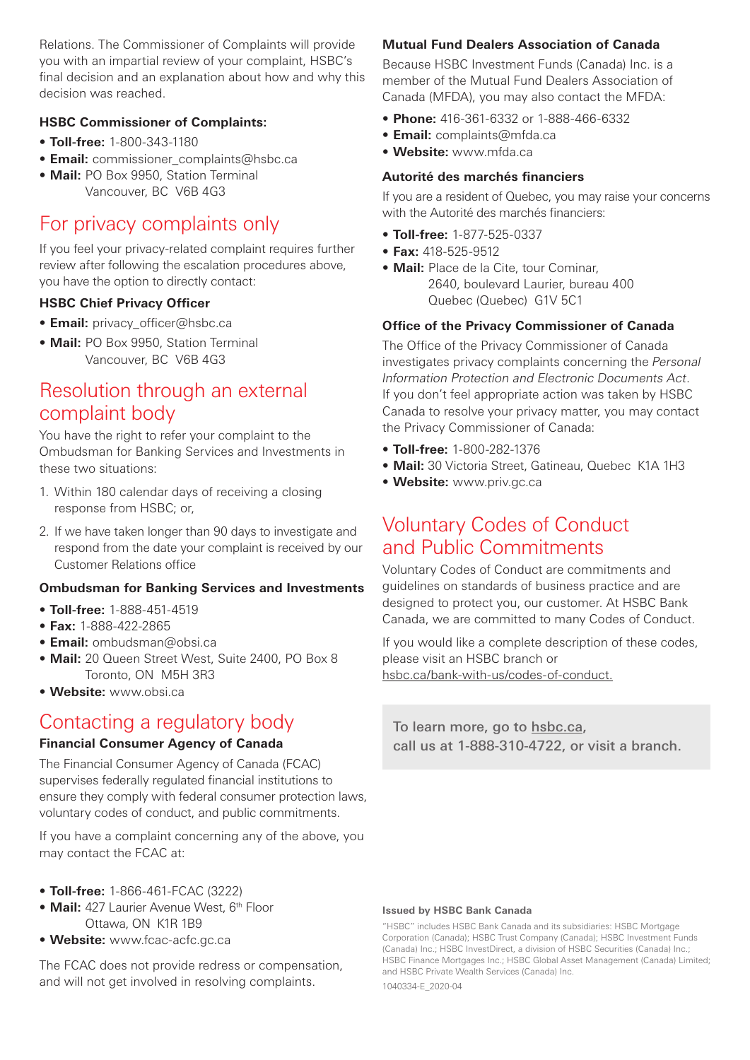Relations. The Commissioner of Complaints will provide you with an impartial review of your complaint, HSBC's final decision and an explanation about how and why this decision was reached.

**HSBC Commissioner of Complaints:**

- **Toll-free:** 1-800-343-1180
- **Email:** commissioner_complaints@hsbc.ca
- **Mail:** PO Box 9950, Station Terminal
  Vancouver, BC V6B 4G3

## For privacy complaints only

If you feel your privacy-related complaint requires further review after following the escalation procedures above, you have the option to directly contact:

**HSBC Chief Privacy Officer**

- **Email:** privacy_officer@hsbc.ca
- **Mail:** PO Box 9950, Station Terminal
  Vancouver, BC V6B 4G3

## Resolution through an external complaint body

You have the right to refer your complaint to the Ombudsman for Banking Services and Investments in these two situations:

1. Within 180 calendar days of receiving a closing response from HSBC; or,
2. If we have taken longer than 90 days to investigate and respond from the date your complaint is received by our Customer Relations office

**Ombudsman for Banking Services and Investments**

- **Toll-free:** 1-888-451-4519
- **Fax:** 1-888-422-2865
- **Email:** ombudsman@obsi.ca
- **Mail:** 20 Queen Street West, Suite 2400, PO Box 8
  Toronto, ON M5H 3R3
- **Website:** www.obsi.ca

## Contacting a regulatory body

**Financial Consumer Agency of Canada**

The Financial Consumer Agency of Canada (FCAC) supervises federally regulated financial institutions to ensure they comply with federal consumer protection laws, voluntary codes of conduct, and public commitments.

If you have a complaint concerning any of the above, you may contact the FCAC at:

- **Toll-free:** 1-866-461-FCAC (3222)
- **Mail:** 427 Laurier Avenue West, 6th Floor
  Ottawa, ON K1R 1B9
- **Website:** www.fcac-acfc.gc.ca

The FCAC does not provide redress or compensation, and will not get involved in resolving complaints.

**Mutual Fund Dealers Association of Canada**

Because HSBC Investment Funds (Canada) Inc. is a member of the Mutual Fund Dealers Association of Canada (MFDA), you may also contact the MFDA:

- **Phone:** 416-361-6332 or 1-888-466-6332
- **Email:** complaints@mfda.ca
- **Website:** www.mfda.ca

**Autorité des marchés financiers**

If you are a resident of Quebec, you may raise your concerns with the Autorité des marchés financiers:

- **Toll-free:** 1-877-525-0337
- **Fax:** 418-525-9512
- **Mail:** Place de la Cite, tour Cominar,
  2640, boulevard Laurier, bureau 400
  Quebec (Quebec) G1V 5C1

**Office of the Privacy Commissioner of Canada**

The Office of the Privacy Commissioner of Canada investigates privacy complaints concerning the *Personal Information Protection and Electronic Documents Act*. If you don't feel appropriate action was taken by HSBC Canada to resolve your privacy matter, you may contact the Privacy Commissioner of Canada:

- **Toll-free:** 1-800-282-1376
- **Mail:** 30 Victoria Street, Gatineau, Quebec K1A 1H3
- **Website:** www.priv.gc.ca

## Voluntary Codes of Conduct and Public Commitments

Voluntary Codes of Conduct are commitments and guidelines on standards of business practice and are designed to protect you, our customer. At HSBC Bank Canada, we are committed to many Codes of Conduct.

If you would like a complete description of these codes, please visit an HSBC branch or hsbc.ca/bank-with-us/codes-of-conduct.

To learn more, go to hsbc.ca, call us at 1-888-310-4722, or visit a branch.

**Issued by HSBC Bank Canada**

"HSBC" includes HSBC Bank Canada and its subsidiaries: HSBC Mortgage Corporation (Canada); HSBC Trust Company (Canada); HSBC Investment Funds (Canada) Inc.; HSBC InvestDirect, a division of HSBC Securities (Canada) Inc.; HSBC Finance Mortgages Inc.; HSBC Global Asset Management (Canada) Limited; and HSBC Private Wealth Services (Canada) Inc.

1040334-E_2020-04